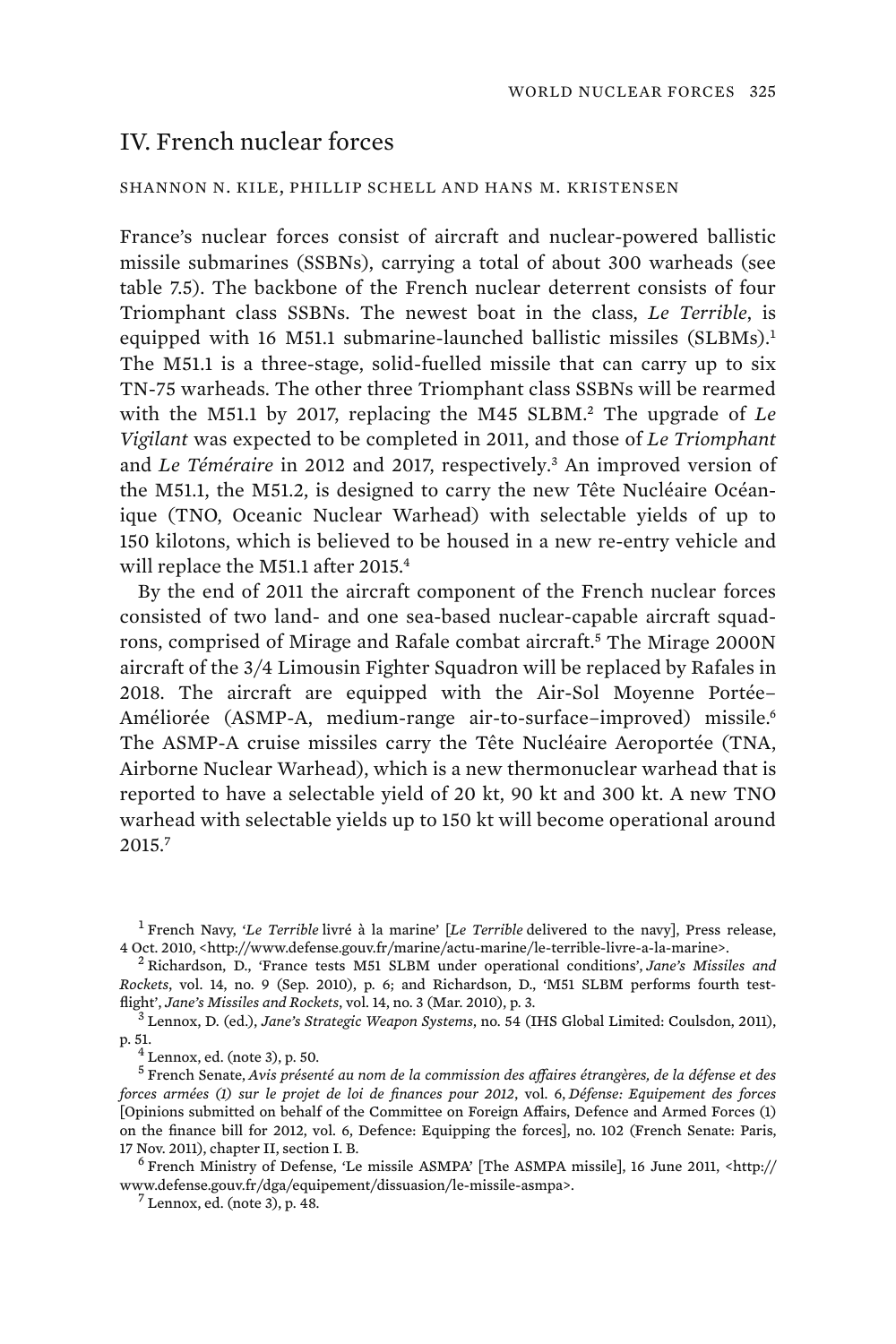## IV. French nuclear forces

SHANNON N. KILE, PHILLIP SCHELL AND HANS M. KRISTENSEN

France's nuclear forces consist of aircraft and nuclear-powered ballistic missile submarines (SSBNs), carrying a total of about 300 warheads (see table 7.5). The backbone of the French nuclear deterrent consists of four Triomphant class SSBNs. The newest boat in the class, *Le Terrible*, is equipped with 16 M51.1 submarine-launched ballistic missiles (SLBMs).[1] The M51.1 is a three-stage, solid-fuelled missile that can carry up to six TN-75 warheads. The other three Triomphant class SSBNs will be rearmed with the M51.1 by 2017, replacing the M45 SLBM.[2] The upgrade of *Le Vigilant* was expected to be completed in 2011, and those of *Le Triomphant* and *Le Téméraire* in 2012 and 2017, respectively.[3] An improved version of the M51.1, the M51.2, is designed to carry the new Tête Nucléaire Océanique (TNO, Oceanic Nuclear Warhead) with selectable yields of up to 150 kilotons, which is believed to be housed in a new re-entry vehicle and will replace the M51.1 after 2015.[4]

By the end of 2011 the aircraft component of the French nuclear forces consisted of two land- and one sea-based nuclear-capable aircraft squadrons, comprised of Mirage and Rafale combat aircraft.[5] The Mirage 2000N aircraft of the 3/4 Limousin Fighter Squadron will be replaced by Rafales in 2018. The aircraft are equipped with the Air-Sol Moyenne Portée–Améliorée (ASMP-A, medium-range air-to-surface–improved) missile.[6] The ASMP-A cruise missiles carry the Tête Nucléaire Aeroportée (TNA, Airborne Nuclear Warhead), which is a new thermonuclear warhead that is reported to have a selectable yield of 20 kt, 90 kt and 300 kt. A new TNO warhead with selectable yields up to 150 kt will become operational around 2015.[7]

[1] French Navy, '*Le Terrible* livré à la marine' [*Le Terrible* delivered to the navy], Press release, 4 Oct. 2010, <http://www.defense.gouv.fr/marine/actu-marine/le-terrible-livre-a-la-marine>.

[2] Richardson, D., 'France tests M51 SLBM under operational conditions', *Jane's Missiles and Rockets*, vol. 14, no. 9 (Sep. 2010), p. 6; and Richardson, D., 'M51 SLBM performs fourth test-flight', *Jane's Missiles and Rockets*, vol. 14, no. 3 (Mar. 2010), p. 3.

[3] Lennox, D. (ed.), *Jane's Strategic Weapon Systems*, no. 54 (IHS Global Limited: Coulsdon, 2011), p. 51.

[4] Lennox, ed. (note 3), p. 50.

[5] French Senate, *Avis présenté au nom de la commission des affaires étrangères, de la défense et des forces armées (1) sur le projet de loi de finances pour 2012*, vol. 6, *Défense: Equipement des forces* [Opinions submitted on behalf of the Committee on Foreign Affairs, Defence and Armed Forces (1) on the finance bill for 2012, vol. 6, Defence: Equipping the forces], no. 102 (French Senate: Paris, 17 Nov. 2011), chapter II, section I. B.

[6] French Ministry of Defense, 'Le missile ASMPA' [The ASMPA missile], 16 June 2011, <http://www.defense.gouv.fr/dga/equipement/dissuasion/le-missile-asmpa>.

[7] Lennox, ed. (note 3), p. 48.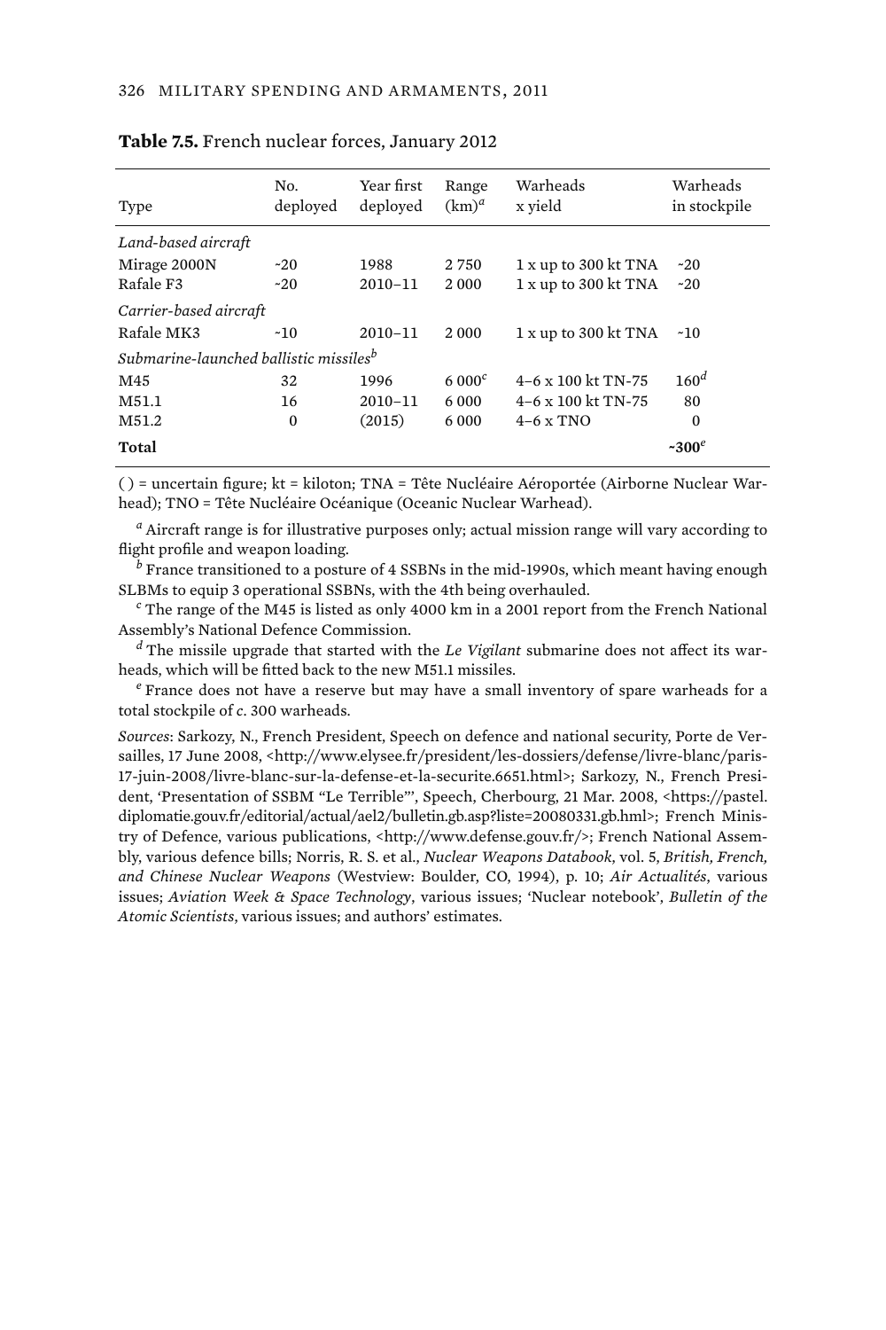**Table 7.5.** French nuclear forces, January 2012

| Type | No. deployed | Year first deployed | Range (km)[a] | Warheads x yield | Warheads in stockpile |
|---|---|---|---|---|---|
| *Land-based aircraft* | | | | | |
| Mirage 2000N | ~20 | 1988 | 2 750 | 1 x up to 300 kt TNA | ~20 |
| Rafale F3 | ~20 | 2010–11 | 2 000 | 1 x up to 300 kt TNA | ~20 |
| *Carrier-based aircraft* | | | | | |
| Rafale MK3 | ~10 | 2010–11 | 2 000 | 1 x up to 300 kt TNA | ~10 |
| *Submarine-launched ballistic missiles*[b] | | | | | |
| M45 | 32 | 1996 | 6 000[c] | 4–6 x 100 kt TN-75 | 160[d] |
| M51.1 | 16 | 2010–11 | 6 000 | 4–6 x 100 kt TN-75 | 80 |
| M51.2 | 0 | (2015) | 6 000 | 4–6 x TNO | 0 |
| **Total** | | | | | **~300**[e] |

( ) = uncertain figure; kt = kiloton; TNA = Tête Nucléaire Aéroportée (Airborne Nuclear Warhead); TNO = Tête Nucléaire Océanique (Oceanic Nuclear Warhead).

[a] Aircraft range is for illustrative purposes only; actual mission range will vary according to flight profile and weapon loading.

[b] France transitioned to a posture of 4 SSBNs in the mid-1990s, which meant having enough SLBMs to equip 3 operational SSBNs, with the 4th being overhauled.

[c] The range of the M45 is listed as only 4000 km in a 2001 report from the French National Assembly's National Defence Commission.

[d] The missile upgrade that started with the *Le Vigilant* submarine does not affect its warheads, which will be fitted back to the new M51.1 missiles.

[e] France does not have a reserve but may have a small inventory of spare warheads for a total stockpile of *c*. 300 warheads.

*Sources*: Sarkozy, N., French President, Speech on defence and national security, Porte de Versailles, 17 June 2008, <http://www.elysee.fr/president/les-dossiers/defense/livre-blanc/paris-17-juin-2008/livre-blanc-sur-la-defense-et-la-securite.6651.html>; Sarkozy, N., French President, 'Presentation of SSBM "Le Terrible"', Speech, Cherbourg, 21 Mar. 2008, <https://pastel.diplomatie.gouv.fr/editorial/actual/ael2/bulletin.gb.asp?liste=20080331.gb.hml>; French Ministry of Defence, various publications, <http://www.defense.gouv.fr/>; French National Assembly, various defence bills; Norris, R. S. et al., *Nuclear Weapons Databook*, vol. 5, *British, French, and Chinese Nuclear Weapons* (Westview: Boulder, CO, 1994), p. 10; *Air Actualités*, various issues; *Aviation Week & Space Technology*, various issues; 'Nuclear notebook', *Bulletin of the Atomic Scientists*, various issues; and authors' estimates.